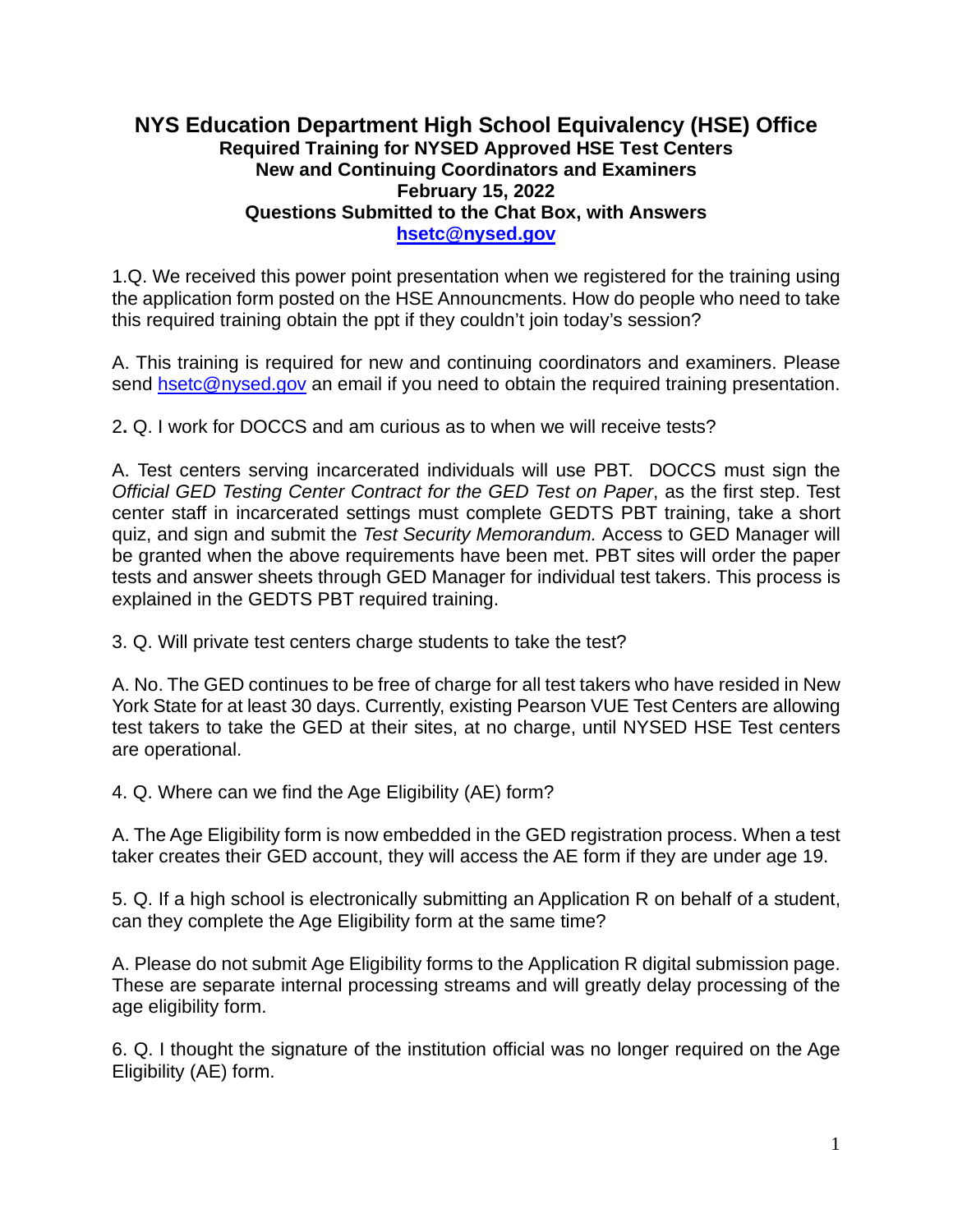# NYS Education Department High School Equivalency (HSE) Office

**Required Training for NYSED Approved HSE Test Centers**
**New and Continuing Coordinators and Examiners**
**February 15, 2022**
**Questions Submitted to the Chat Box, with Answers**
**hsetc@nysed.gov**

1.Q. We received this power point presentation when we registered for the training using the application form posted on the HSE Announcments. How do people who need to take this required training obtain the ppt if they couldn't join today's session?

A. This training is required for new and continuing coordinators and examiners. Please send hsetc@nysed.gov an email if you need to obtain the required training presentation.

2**.** Q. I work for DOCCS and am curious as to when we will receive tests?

A. Test centers serving incarcerated individuals will use PBT. DOCCS must sign the *Official GED Testing Center Contract for the GED Test on Paper*, as the first step. Test center staff in incarcerated settings must complete GEDTS PBT training, take a short quiz, and sign and submit the *Test Security Memorandum.* Access to GED Manager will be granted when the above requirements have been met. PBT sites will order the paper tests and answer sheets through GED Manager for individual test takers. This process is explained in the GEDTS PBT required training.

3. Q. Will private test centers charge students to take the test?

A. No. The GED continues to be free of charge for all test takers who have resided in New York State for at least 30 days. Currently, existing Pearson VUE Test Centers are allowing test takers to take the GED at their sites, at no charge, until NYSED HSE Test centers are operational.

4. Q. Where can we find the Age Eligibility (AE) form?

A. The Age Eligibility form is now embedded in the GED registration process. When a test taker creates their GED account, they will access the AE form if they are under age 19.

5. Q. If a high school is electronically submitting an Application R on behalf of a student, can they complete the Age Eligibility form at the same time?

A. Please do not submit Age Eligibility forms to the Application R digital submission page. These are separate internal processing streams and will greatly delay processing of the age eligibility form.

6. Q. I thought the signature of the institution official was no longer required on the Age Eligibility (AE) form.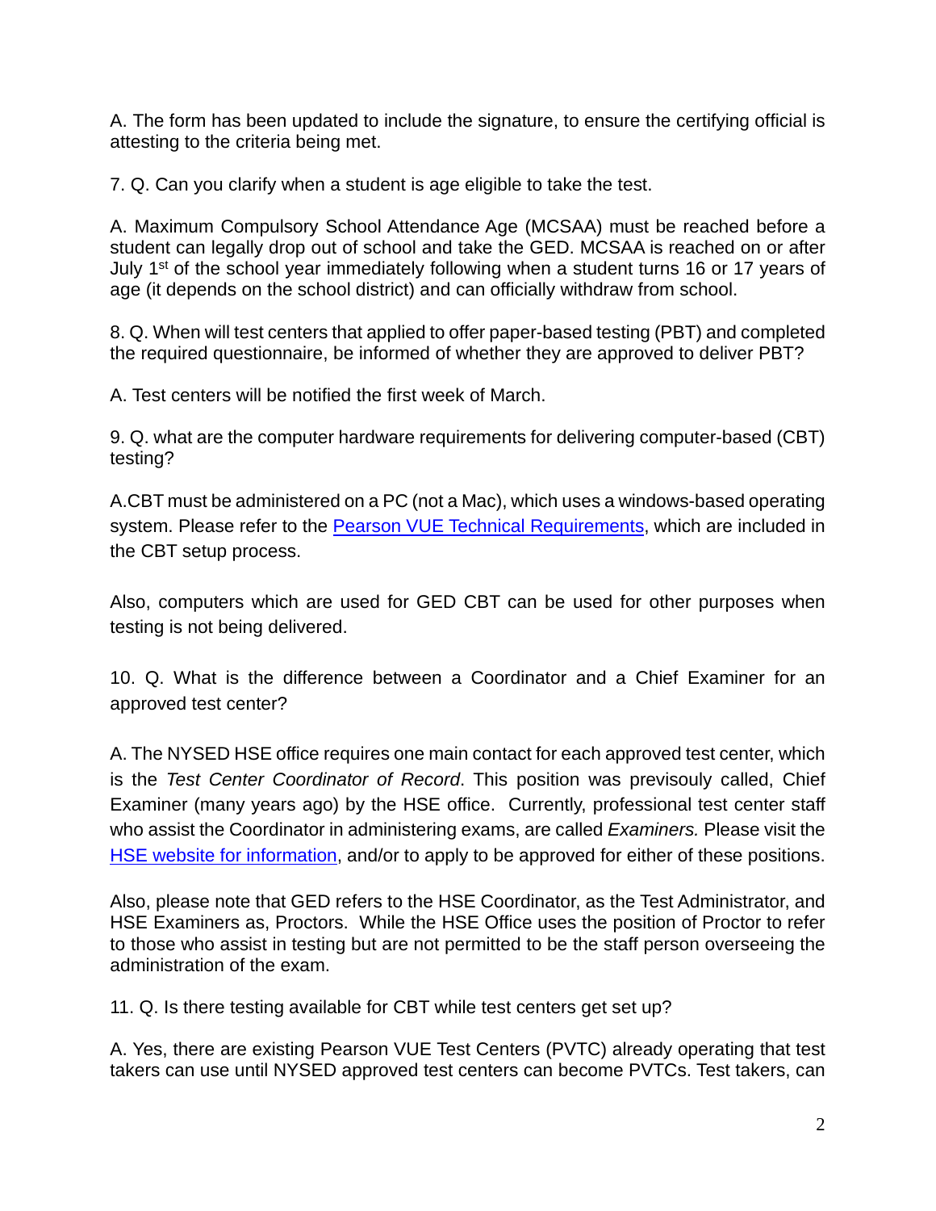A. The form has been updated to include the signature, to ensure the certifying official is attesting to the criteria being met.

7. Q. Can you clarify when a student is age eligible to take the test.

A. Maximum Compulsory School Attendance Age (MCSAA) must be reached before a student can legally drop out of school and take the GED. MCSAA is reached on or after July 1st of the school year immediately following when a student turns 16 or 17 years of age (it depends on the school district) and can officially withdraw from school.

8. Q. When will test centers that applied to offer paper-based testing (PBT) and completed the required questionnaire, be informed of whether they are approved to deliver PBT?

A. Test centers will be notified the first week of March.

9. Q. what are the computer hardware requirements for delivering computer-based (CBT) testing?

A.CBT must be administered on a PC (not a Mac), which uses a windows-based operating system. Please refer to the [Pearson VUE Technical Requirements](), which are included in the CBT setup process.

Also, computers which are used for GED CBT can be used for other purposes when testing is not being delivered.

10. Q. What is the difference between a Coordinator and a Chief Examiner for an approved test center?

A. The NYSED HSE office requires one main contact for each approved test center, which is the *Test Center Coordinator of Record*. This position was prevjá previsouly called, Chief Examiner (many years ago) by the HSE office. Currently, professional test center staff who assist the Coordinator in administering exams, are called *Examiners.* Please visit the [HSE website for information](), and/or to apply to be approved for either of these positions.

Also, please note that GED refers to the HSE Coordinator, as the Test Administrator, and HSE Examiners as, Proctors. While the HSE Office uses the position of Proctor to refer to those who assist in testing but are not permitted to be the staff person overseeing the administration of the exam.

11. Q. Is there testing available for CBT while test centers get set up?

A. Yes, there are existing Pearson VUE Test Centers (PVTC) already operating that test takers can use until NYSED approved test centers can become PVTCs. Test takers, can

A. The form has been updated to include the signature, to ensure the certifying official is attesting to the criteria being met.

7. Q. Can you clarify when a student is age eligible to take the test.

A. Maximum Compulsory School Attendance Age (MCSAA) must be reached before a student can legally drop out of school and take the GED. MCSAA is reached on or after July 1st of the school year immediately following when a student turns 16 or 17 years of age (it depends on the school district) and can officially withdraw from school.

8. Q. When will test centers that applied to offer paper-based testing (PBT) and completed the required questionnaire, be informed of whether they are approved to deliver PBT?

A. Test centers will be notified the first week of March.

9. Q. what are the computer hardware requirements for delivering computer-based (CBT) testing?

A.CBT must be administered on a PC (not a Mac), which uses a windows-based operating system. Please refer to the [Pearson VUE Technical Requirements](), which are included in the CBT setup process.

Also, computers which are used for GED CBT can be used for other purposes when testing is not being delivered.

10. Q. What is the difference between a Coordinator and a Chief Examiner for an approved test center?

A. The NYSED HSE office requires one main contact for each approved test center, which is the *Test Center Coordinator of Record*. This position was previsouly called, Chief Examiner (many years ago) by the HSE office. Currently, professional test center staff who assist the Coordinator in administering exams, are called *Examiners.* Please visit the [HSE website for information](), and/or to apply to be approved for either of these positions.

Also, please note that GED refers to the HSE Coordinator, as the Test Administrator, and HSE Examiners as, Proctors. While the HSE Office uses the position of Proctor to refer to those who assist in testing but are not permitted to be the staff person overseeing the administration of the exam.

11. Q. Is there testing available for CBT while test centers get set up?

A. Yes, there are existing Pearson VUE Test Centers (PVTC) already operating that test takers can use until NYSED approved test centers can become PVTCs. Test takers, can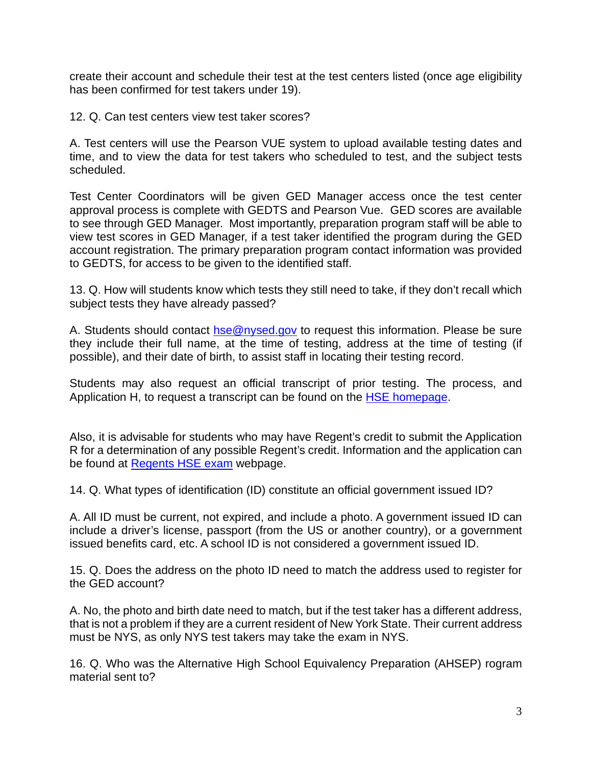create their account and schedule their test at the test centers listed (once age eligibility has been confirmed for test takers under 19).

12. Q. Can test centers view test taker scores?

A. Test centers will use the Pearson VUE system to upload available testing dates and time, and to view the data for test takers who scheduled to test, and the subject tests scheduled.

Test Center Coordinators will be given GED Manager access once the test center approval process is complete with GEDTS and Pearson Vue. GED scores are available to see through GED Manager. Most importantly, preparation program staff will be able to view test scores in GED Manager, if a test taker identified the program during the GED account registration. The primary preparation program contact information was provided to GEDTS, for access to be given to the identified staff.

13. Q. How will students know which tests they still need to take, if they don't recall which subject tests they have already passed?

A. Students should contact [hse@nysed.gov](mailto:hse@nysed.gov) to request this information. Please be sure they include their full name, at the time of testing, address at the time of testing (if possible), and their date of birth, to assist staff in locating their testing record.

Students may also request an official transcript of prior testing. The process, and Application H, to request a transcript can be found on the [HSE homepage](#).

Also, it is advisable for students who may have Regent's credit to submit the Application R for a determination of any possible Regent's credit. Information and the application can be found at [Regents HSE exam](#) webpage.

14. Q. What types of identification (ID) constitute an official government issued ID?

A. All ID must be current, not expired, and include a photo. A government issued ID can include a driver's license, passport (from the US or another country), or a government issued benefits card, etc. A school ID is not considered a government issued ID.

15. Q. Does the address on the photo ID need to match the address used to register for the GED account?

A. No, the photo and birth date need to match, but if the test taker has a different address, that is not a problem if they are a current resident of New York State. Their current address must be NYS, as only NYS test takers may take the exam in NYS.

16. Q. Who was the Alternative High School Equivalency Preparation (AHSEP) rogram material sent to?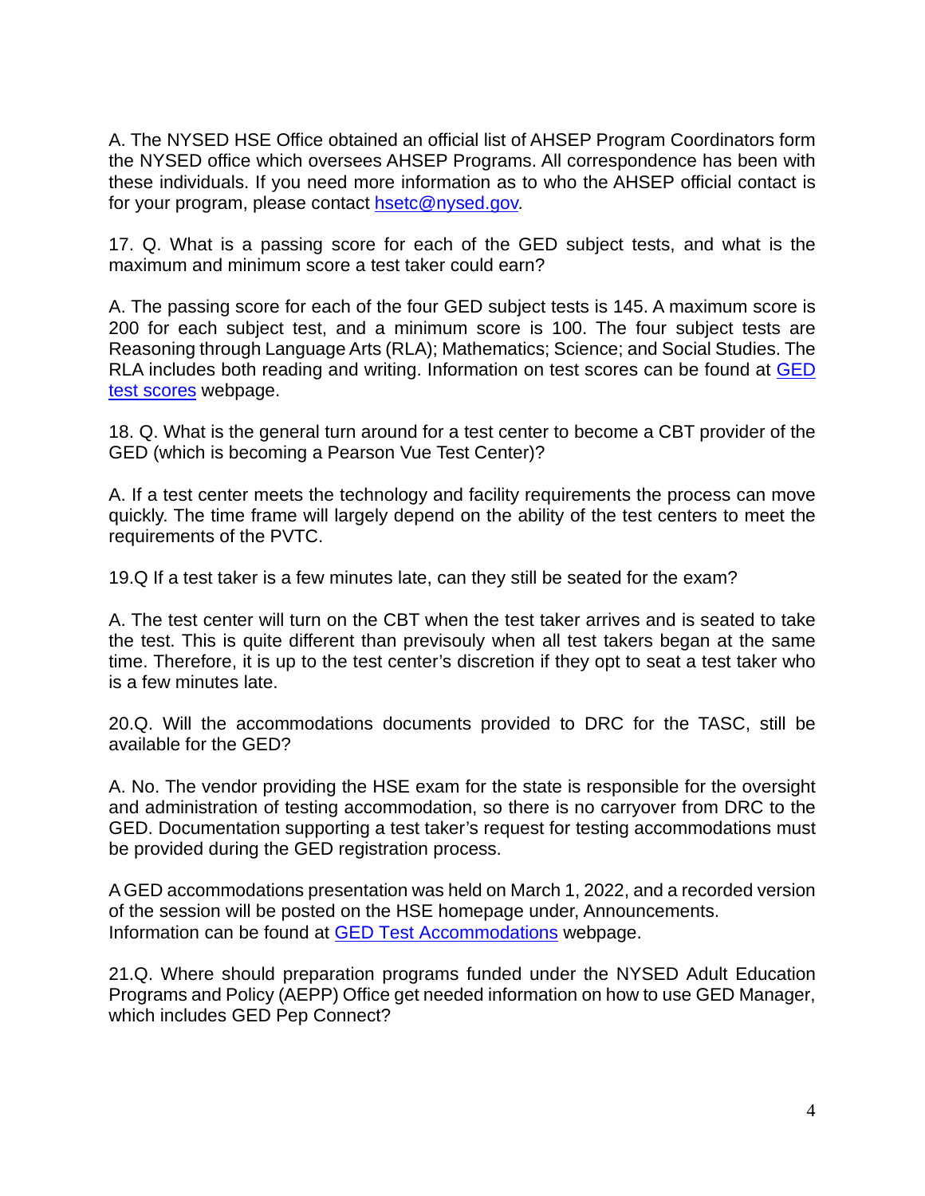A. The NYSED HSE Office obtained an official list of AHSEP Program Coordinators form the NYSED office which oversees AHSEP Programs. All correspondence has been with these individuals. If you need more information as to who the AHSEP official contact is for your program, please contact hsetc@nysed.gov.

17. Q. What is a passing score for each of the GED subject tests, and what is the maximum and minimum score a test taker could earn?

A. The passing score for each of the four GED subject tests is 145. A maximum score is 200 for each subject test, and a minimum score is 100. The four subject tests are Reasoning through Language Arts (RLA); Mathematics; Science; and Social Studies. The RLA includes both reading and writing. Information on test scores can be found at GED test scores webpage.

18. Q. What is the general turn around for a test center to become a CBT provider of the GED (which is becoming a Pearson Vue Test Center)?

A. If a test center meets the technology and facility requirements the process can move quickly. The time frame will largely depend on the ability of the test centers to meet the requirements of the PVTC.

19.Q If a test taker is a few minutes late, can they still be seated for the exam?

A. The test center will turn on the CBT when the test taker arrives and is seated to take the test. This is quite different than previsouly when all test takers began at the same time. Therefore, it is up to the test center's discretion if they opt to seat a test taker who is a few minutes late.

20.Q. Will the accommodations documents provided to DRC for the TASC, still be available for the GED?

A. No. The vendor providing the HSE exam for the state is responsible for the oversight and administration of testing accommodation, so there is no carryover from DRC to the GED. Documentation supporting a test taker's request for testing accommodations must be provided during the GED registration process.

A GED accommodations presentation was held on March 1, 2022, and a recorded version of the session will be posted on the HSE homepage under, Announcements.
Information can be found at GED Test Accommodations webpage.

21.Q. Where should preparation programs funded under the NYSED Adult Education Programs and Policy (AEPP) Office get needed information on how to use GED Manager, which includes GED Pep Connect?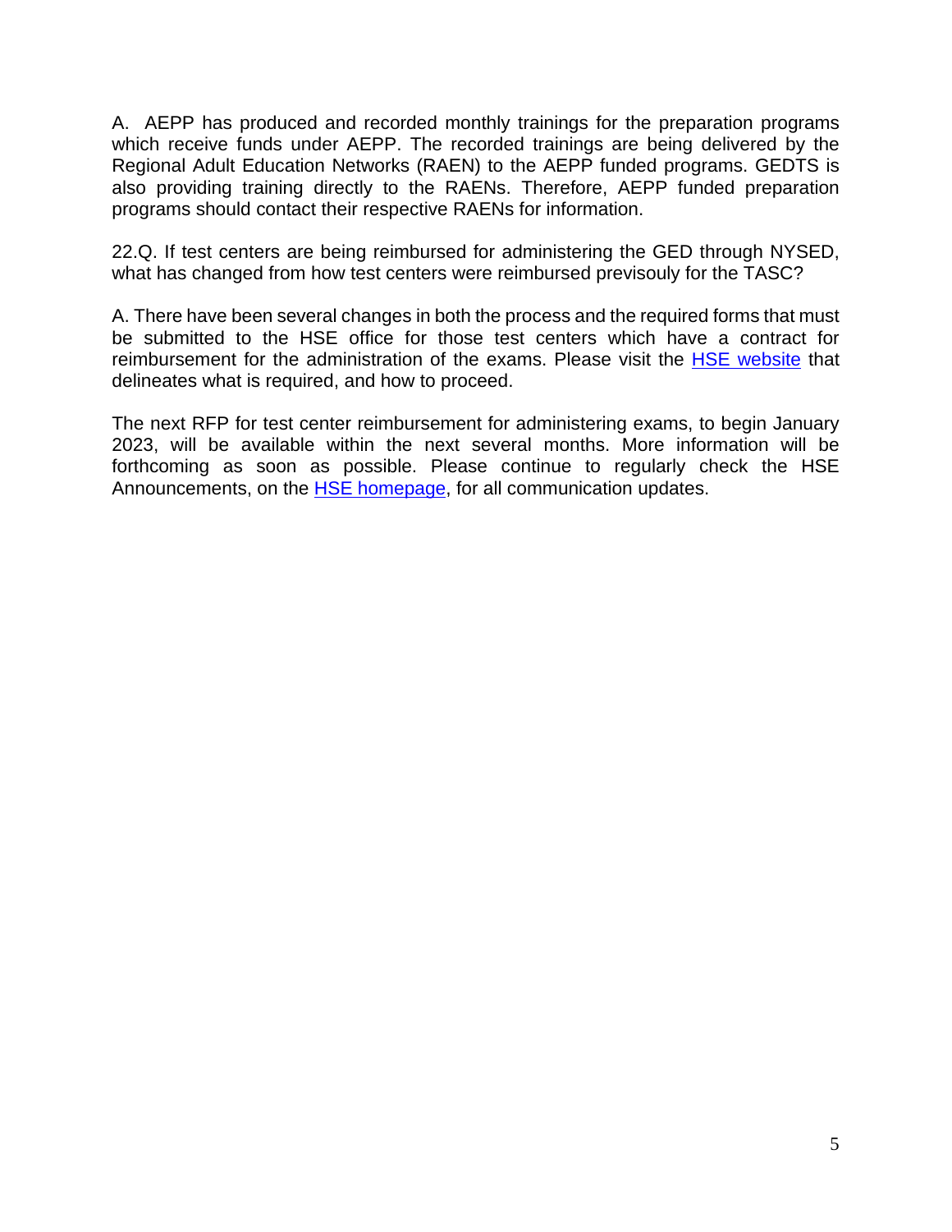A. AEPP has produced and recorded monthly trainings for the preparation programs which receive funds under AEPP. The recorded trainings are being delivered by the Regional Adult Education Networks (RAEN) to the AEPP funded programs. GEDTS is also providing training directly to the RAENs. Therefore, AEPP funded preparation programs should contact their respective RAENs for information.

22.Q. If test centers are being reimbursed for administering the GED through NYSED, what has changed from how test centers were reimbursed previsouly for the TASC?

A. There have been several changes in both the process and the required forms that must be submitted to the HSE office for those test centers which have a contract for reimbursement for the administration of the exams. Please visit the HSE website that delineates what is required, and how to proceed.

The next RFP for test center reimbursement for administering exams, to begin January 2023, will be available within the next several months. More information will be forthcoming as soon as possible. Please continue to regularly check the HSE Announcements, on the HSE homepage, for all communication updates.